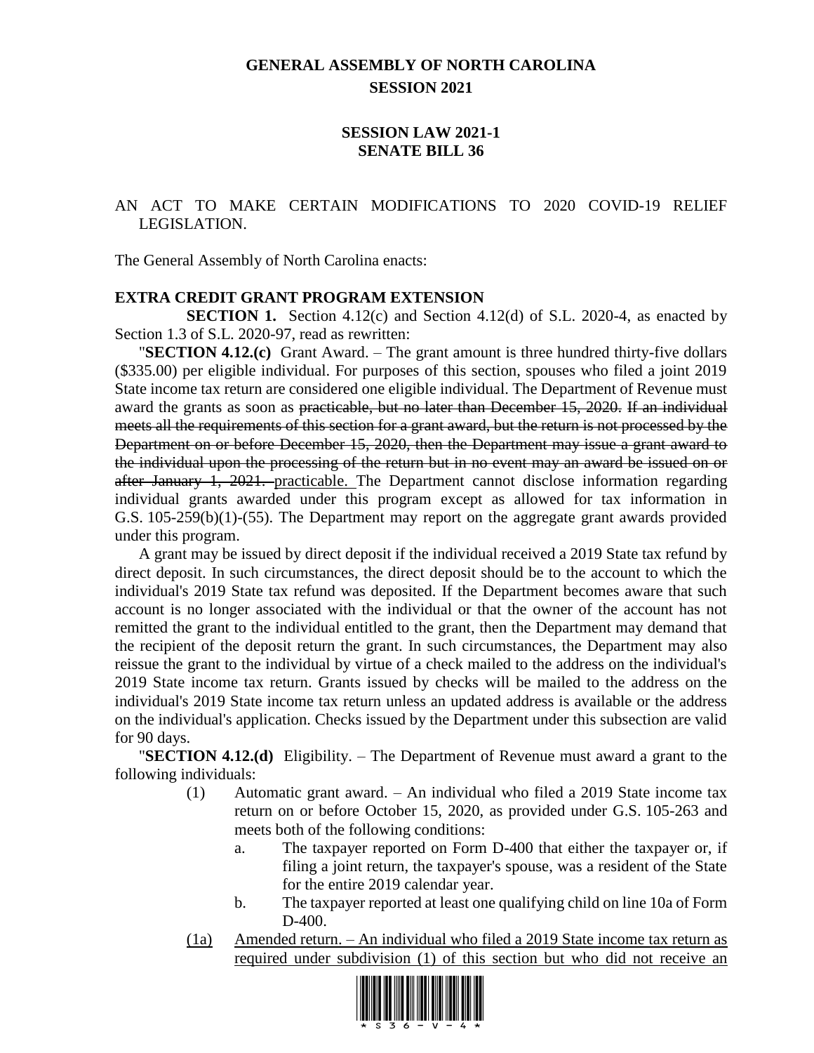# GENERAL ASSEMBLY OF NORTH CAROLINA
## SESSION 2021

## SESSION LAW 2021-1
## SENATE BILL 36

AN ACT TO MAKE CERTAIN MODIFICATIONS TO 2020 COVID-19 RELIEF LEGISLATION.

The General Assembly of North Carolina enacts:

**EXTRA CREDIT GRANT PROGRAM EXTENSION**

**SECTION 1.** Section 4.12(c) and Section 4.12(d) of S.L. 2020-4, as enacted by Section 1.3 of S.L. 2020-97, read as rewritten:

"**SECTION 4.12.(c)** Grant Award. – The grant amount is three hundred thirty-five dollars ($335.00) per eligible individual. For purposes of this section, spouses who filed a joint 2019 State income tax return are considered one eligible individual. The Department of Revenue must award the grants as soon as ~~practicable, but no later than December 15, 2020. If an individual meets all the requirements of this section for a grant award, but the return is not processed by the Department on or before December 15, 2020, then the Department may issue a grant award to the individual upon the processing of the return but in no event may an award be issued on or after January 1, 2021.~~ <u>practicable.</u> The Department cannot disclose information regarding individual grants awarded under this program except as allowed for tax information in G.S. 105-259(b)(1)-(55). The Department may report on the aggregate grant awards provided under this program.

A grant may be issued by direct deposit if the individual received a 2019 State tax refund by direct deposit. In such circumstances, the direct deposit should be to the account to which the individual's 2019 State tax refund was deposited. If the Department becomes aware that such account is no longer associated with the individual or that the owner of the account has not remitted the grant to the individual entitled to the grant, then the Department may demand that the recipient of the deposit return the grant. In such circumstances, the Department may also reissue the grant to the individual by virtue of a check mailed to the address on the individual's 2019 State income tax return. Grants issued by checks will be mailed to the address on the individual's 2019 State income tax return unless an updated address is available or the address on the individual's application. Checks issued by the Department under this subsection are valid for 90 days.

"**SECTION 4.12.(d)** Eligibility. – The Department of Revenue must award a grant to the following individuals:

- (1) Automatic grant award. – An individual who filed a 2019 State income tax return on or before October 15, 2020, as provided under G.S. 105-263 and meets both of the following conditions:
  - a. The taxpayer reported on Form D-400 that either the taxpayer or, if filing a joint return, the taxpayer's spouse, was a resident of the State for the entire 2019 calendar year.
  - b. The taxpayer reported at least one qualifying child on line 10a of Form D-400.
- <u>(1a) Amended return. – An individual who filed a 2019 State income tax return as required under subdivision (1) of this section but who did not receive an</u>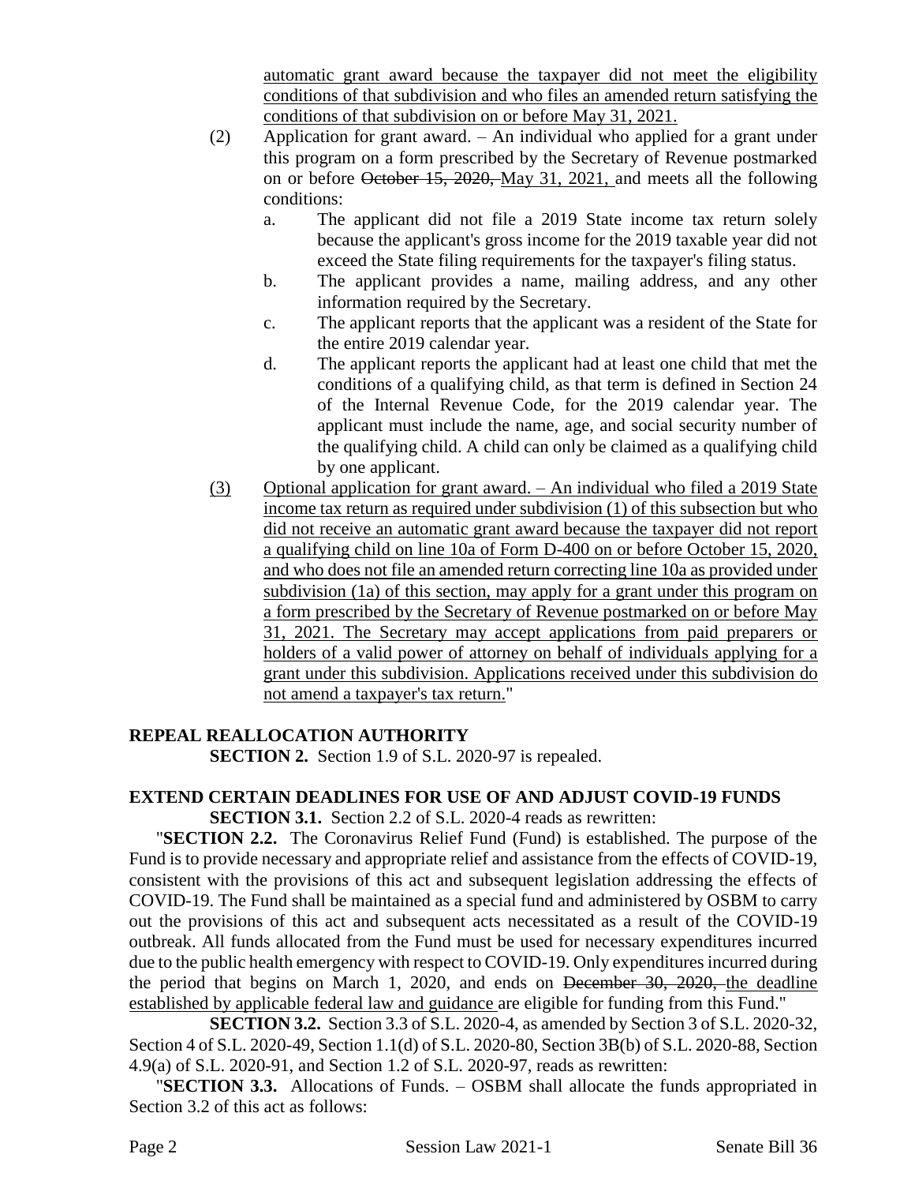automatic grant award because the taxpayer did not meet the eligibility conditions of that subdivision and who files an amended return satisfying the conditions of that subdivision on or before May 31, 2021.

(2) Application for grant award. – An individual who applied for a grant under this program on a form prescribed by the Secretary of Revenue postmarked on or before ~~October 15, 2020,~~ May 31, 2021, and meets all the following conditions:

a. The applicant did not file a 2019 State income tax return solely because the applicant's gross income for the 2019 taxable year did not exceed the State filing requirements for the taxpayer's filing status.

b. The applicant provides a name, mailing address, and any other information required by the Secretary.

c. The applicant reports that the applicant was a resident of the State for the entire 2019 calendar year.

d. The applicant reports the applicant had at least one child that met the conditions of a qualifying child, as that term is defined in Section 24 of the Internal Revenue Code, for the 2019 calendar year. The applicant must include the name, age, and social security number of the qualifying child. A child can only be claimed as a qualifying child by one applicant.

(3) Optional application for grant award. – An individual who filed a 2019 State income tax return as required under subdivision (1) of this subsection but who did not receive an automatic grant award because the taxpayer did not report a qualifying child on line 10a of Form D-400 on or before October 15, 2020, and who does not file an amended return correcting line 10a as provided under subdivision (1a) of this section, may apply for a grant under this program on a form prescribed by the Secretary of Revenue postmarked on or before May 31, 2021. The Secretary may accept applications from paid preparers or holders of a valid power of attorney on behalf of individuals applying for a grant under this subdivision. Applications received under this subdivision do not amend a taxpayer's tax return."

**REPEAL REALLOCATION AUTHORITY**

**SECTION 2.** Section 1.9 of S.L. 2020-97 is repealed.

**EXTEND CERTAIN DEADLINES FOR USE OF AND ADJUST COVID-19 FUNDS**

**SECTION 3.1.** Section 2.2 of S.L. 2020-4 reads as rewritten:

"**SECTION 2.2.** The Coronavirus Relief Fund (Fund) is established. The purpose of the Fund is to provide necessary and appropriate relief and assistance from the effects of COVID-19, consistent with the provisions of this act and subsequent legislation addressing the effects of COVID-19. The Fund shall be maintained as a special fund and administered by OSBM to carry out the provisions of this act and subsequent acts necessitated as a result of the COVID-19 outbreak. All funds allocated from the Fund must be used for necessary expenditures incurred due to the public health emergency with respect to COVID-19. Only expenditures incurred during the period that begins on March 1, 2020, and ends on ~~December 30, 2020,~~ the deadline established by applicable federal law and guidance are eligible for funding from this Fund."

**SECTION 3.2.** Section 3.3 of S.L. 2020-4, as amended by Section 3 of S.L. 2020-32, Section 4 of S.L. 2020-49, Section 1.1(d) of S.L. 2020-80, Section 3B(b) of S.L. 2020-88, Section 4.9(a) of S.L. 2020-91, and Section 1.2 of S.L. 2020-97, reads as rewritten:

"**SECTION 3.3.** Allocations of Funds. – OSBM shall allocate the funds appropriated in Section 3.2 of this act as follows: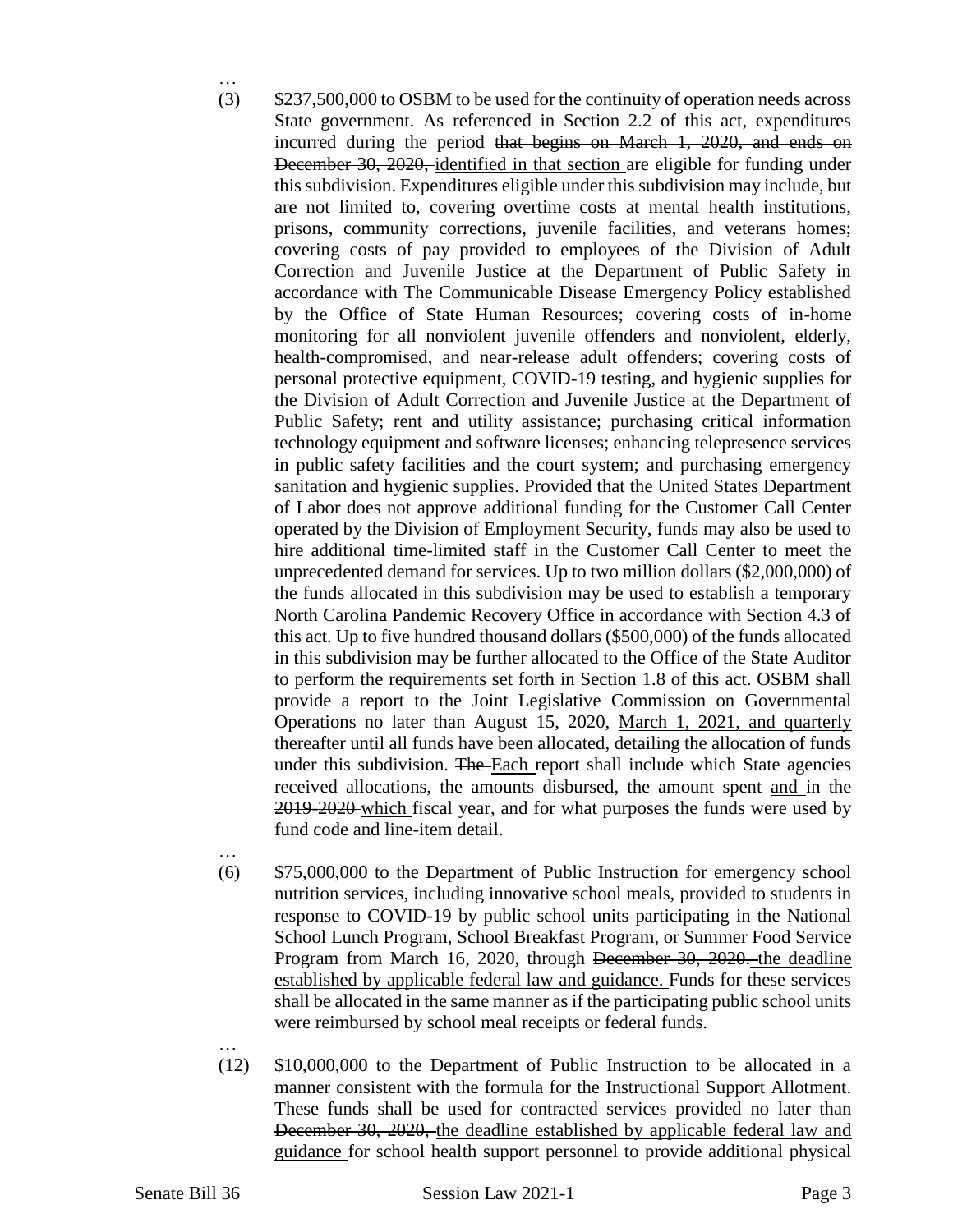…

(3) $237,500,000 to OSBM to be used for the continuity of operation needs across State government. As referenced in Section 2.2 of this act, expenditures incurred during the period ~~that begins on March 1, 2020, and ends on December 30, 2020,~~ <u>identified in that section</u> are eligible for funding under this subdivision. Expenditures eligible under this subdivision may include, but are not limited to, covering overtime costs at mental health institutions, prisons, community corrections, juvenile facilities, and veterans homes; covering costs of pay provided to employees of the Division of Adult Correction and Juvenile Justice at the Department of Public Safety in accordance with The Communicable Disease Emergency Policy established by the Office of State Human Resources; covering costs of in-home monitoring for all nonviolent juvenile offenders and nonviolent, elderly, health-compromised, and near-release adult offenders; covering costs of personal protective equipment, COVID-19 testing, and hygienic supplies for the Division of Adult Correction and Juvenile Justice at the Department of Public Safety; rent and utility assistance; purchasing critical information technology equipment and software licenses; enhancing telepresence services in public safety facilities and the court system; and purchasing emergency sanitation and hygienic supplies. Provided that the United States Department of Labor does not approve additional funding for the Customer Call Center operated by the Division of Employment Security, funds may also be used to hire additional time-limited staff in the Customer Call Center to meet the unprecedented demand for services. Up to two million dollars ($2,000,000) of the funds allocated in this subdivision may be used to establish a temporary North Carolina Pandemic Recovery Office in accordance with Section 4.3 of this act. Up to five hundred thousand dollars ($500,000) of the funds allocated in this subdivision may be further allocated to the Office of the State Auditor to perform the requirements set forth in Section 1.8 of this act. OSBM shall provide a report to the Joint Legislative Commission on Governmental Operations no later than August 15, 2020, <u>March 1, 2021, and quarterly thereafter until all funds have been allocated,</u> detailing the allocation of funds under this subdivision. ~~The~~ <u>Each</u> report shall include which State agencies received allocations, the amounts disbursed, the amount spent <u>and</u> in ~~the 2019-2020~~ <u>which</u> fiscal year, and for what purposes the funds were used by fund code and line-item detail.

…

(6) $75,000,000 to the Department of Public Instruction for emergency school nutrition services, including innovative school meals, provided to students in response to COVID-19 by public school units participating in the National School Lunch Program, School Breakfast Program, or Summer Food Service Program from March 16, 2020, through ~~December 30, 2020.~~ <u>the deadline established by applicable federal law and guidance.</u> Funds for these services shall be allocated in the same manner as if the participating public school units were reimbursed by school meal receipts or federal funds.

…

(12) $10,000,000 to the Department of Public Instruction to be allocated in a manner consistent with the formula for the Instructional Support Allotment. These funds shall be used for contracted services provided no later than ~~December 30, 2020,~~ <u>the deadline established by applicable federal law and guidance</u> for school health support personnel to provide additional physical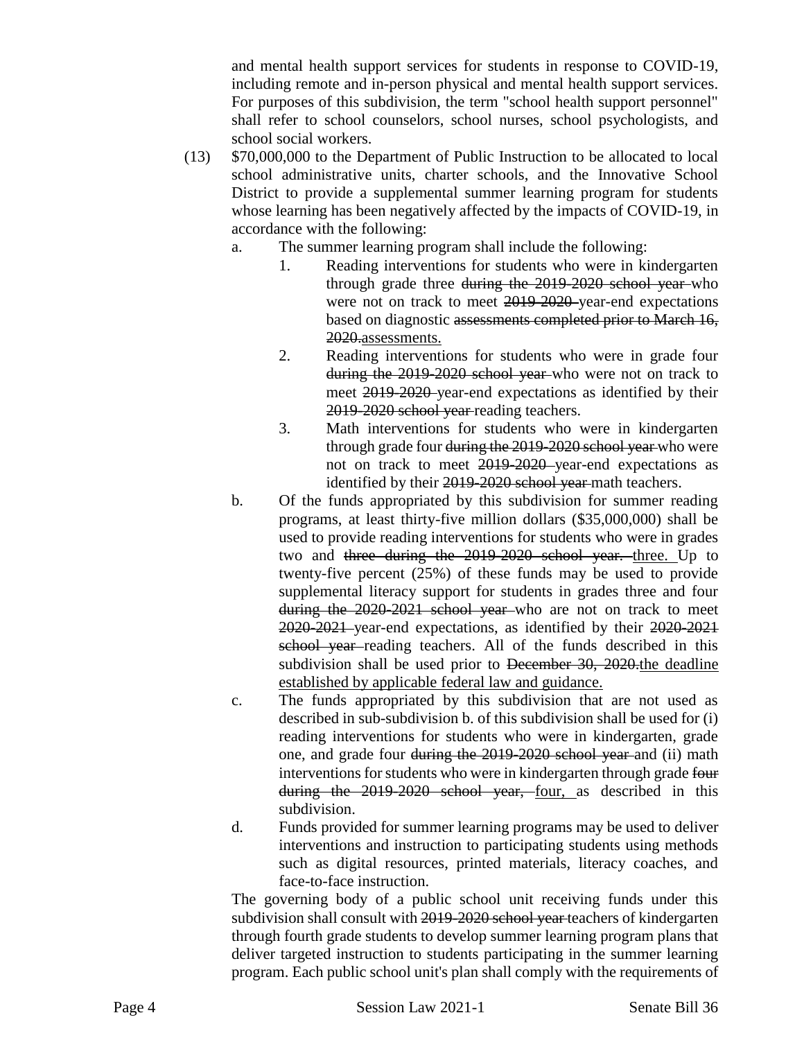and mental health support services for students in response to COVID-19, including remote and in-person physical and mental health support services. For purposes of this subdivision, the term "school health support personnel" shall refer to school counselors, school nurses, school psychologists, and school social workers.

(13) $70,000,000 to the Department of Public Instruction to be allocated to local school administrative units, charter schools, and the Innovative School District to provide a supplemental summer learning program for students whose learning has been negatively affected by the impacts of COVID-19, in accordance with the following:

a. The summer learning program shall include the following:

1. Reading interventions for students who were in kindergarten through grade three ~~during the 2019-2020 school year~~ who were not on track to meet ~~2019-2020~~ year-end expectations based on diagnostic ~~assessments completed prior to March 16, 2020.~~<u>assessments.</u>

2. Reading interventions for students who were in grade four ~~during the 2019-2020 school year~~ who were not on track to meet ~~2019-2020~~ year-end expectations as identified by their ~~2019-2020 school year~~ reading teachers.

3. Math interventions for students who were in kindergarten through grade four ~~during the 2019-2020 school year~~ who were not on track to meet ~~2019-2020~~ year-end expectations as identified by their ~~2019-2020 school year~~ math teachers.

b. Of the funds appropriated by this subdivision for summer reading programs, at least thirty-five million dollars ($35,000,000) shall be used to provide reading interventions for students who were in grades two and ~~three during the 2019-2020 school year.~~ <u>three.</u> Up to twenty-five percent (25%) of these funds may be used to provide supplemental literacy support for students in grades three and four ~~during the 2020-2021 school year~~ who are not on track to meet ~~2020-2021~~ year-end expectations, as identified by their ~~2020-2021 school year~~ reading teachers. All of the funds described in this subdivision shall be used prior to ~~December 30, 2020.~~<u>the deadline established by applicable federal law and guidance.</u>

c. The funds appropriated by this subdivision that are not used as described in sub-subdivision b. of this subdivision shall be used for (i) reading interventions for students who were in kindergarten, grade one, and grade four ~~during the 2019-2020 school year~~ and (ii) math interventions for students who were in kindergarten through grade ~~four during the 2019-2020 school year,~~ <u>four,</u> as described in this subdivision.

d. Funds provided for summer learning programs may be used to deliver interventions and instruction to participating students using methods such as digital resources, printed materials, literacy coaches, and face-to-face instruction.

The governing body of a public school unit receiving funds under this subdivision shall consult with ~~2019-2020 school year~~ teachers of kindergarten through fourth grade students to develop summer learning program plans that deliver targeted instruction to students participating in the summer learning program. Each public school unit's plan shall comply with the requirements of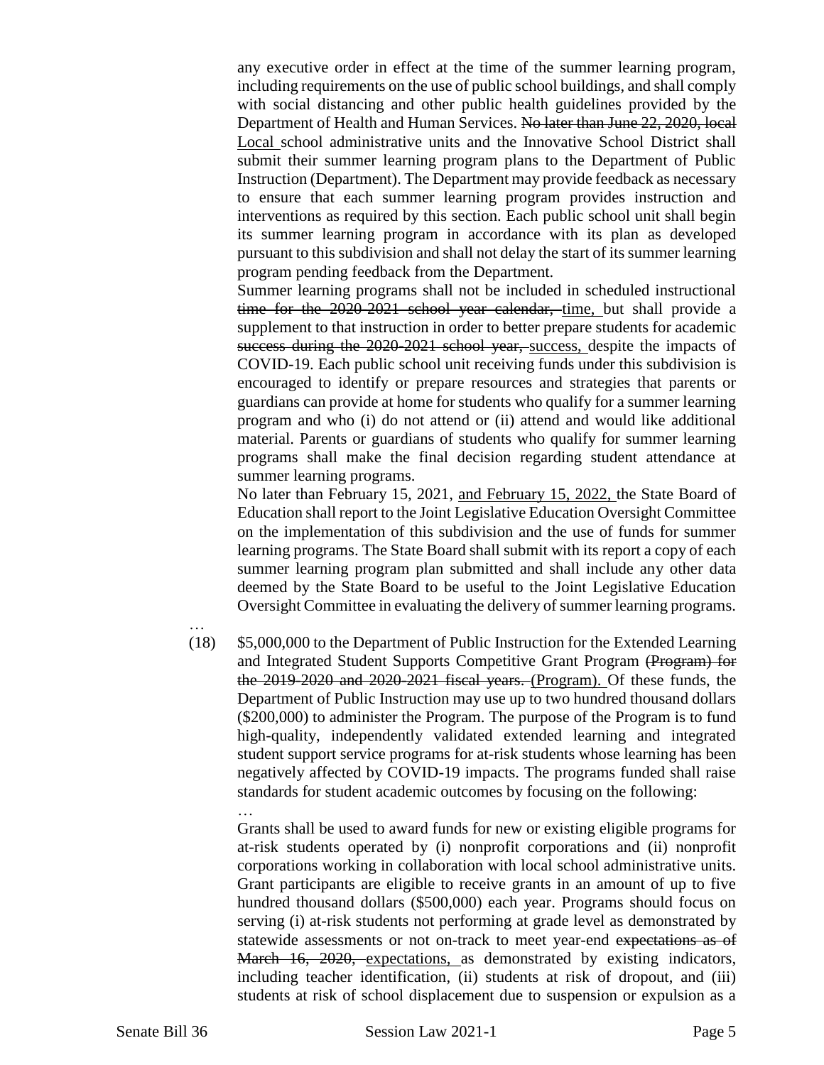any executive order in effect at the time of the summer learning program, including requirements on the use of public school buildings, and shall comply with social distancing and other public health guidelines provided by the Department of Health and Human Services. ~~No later than June 22, 2020, local~~ <u>Local</u> school administrative units and the Innovative School District shall submit their summer learning program plans to the Department of Public Instruction (Department). The Department may provide feedback as necessary to ensure that each summer learning program provides instruction and interventions as required by this section. Each public school unit shall begin its summer learning program in accordance with its plan as developed pursuant to this subdivision and shall not delay the start of its summer learning program pending feedback from the Department.

Summer learning programs shall not be included in scheduled instructional ~~time for the 2020-2021 school year calendar,~~ <u>time,</u> but shall provide a supplement to that instruction in order to better prepare students for academic ~~success during the 2020-2021 school year,~~ <u>success,</u> despite the impacts of COVID-19. Each public school unit receiving funds under this subdivision is encouraged to identify or prepare resources and strategies that parents or guardians can provide at home for students who qualify for a summer learning program and who (i) do not attend or (ii) attend and would like additional material. Parents or guardians of students who qualify for summer learning programs shall make the final decision regarding student attendance at summer learning programs.

No later than February 15, 2021, <u>and February 15, 2022,</u> the State Board of Education shall report to the Joint Legislative Education Oversight Committee on the implementation of this subdivision and the use of funds for summer learning programs. The State Board shall submit with its report a copy of each summer learning program plan submitted and shall include any other data deemed by the State Board to be useful to the Joint Legislative Education Oversight Committee in evaluating the delivery of summer learning programs.

…

(18) $5,000,000 to the Department of Public Instruction for the Extended Learning and Integrated Student Supports Competitive Grant Program ~~(Program) for the 2019-2020 and 2020-2021 fiscal years.~~ <u>(Program).</u> Of these funds, the Department of Public Instruction may use up to two hundred thousand dollars ($200,000) to administer the Program. The purpose of the Program is to fund high-quality, independently validated extended learning and integrated student support service programs for at-risk students whose learning has been negatively affected by COVID-19 impacts. The programs funded shall raise standards for student academic outcomes by focusing on the following:

…

Grants shall be used to award funds for new or existing eligible programs for at-risk students operated by (i) nonprofit corporations and (ii) nonprofit corporations working in collaboration with local school administrative units. Grant participants are eligible to receive grants in an amount of up to five hundred thousand dollars ($500,000) each year. Programs should focus on serving (i) at-risk students not performing at grade level as demonstrated by statewide assessments or not on-track to meet year-end ~~expectations as of March 16, 2020,~~ <u>expectations,</u> as demonstrated by existing indicators, including teacher identification, (ii) students at risk of dropout, and (iii) students at risk of school displacement due to suspension or expulsion as a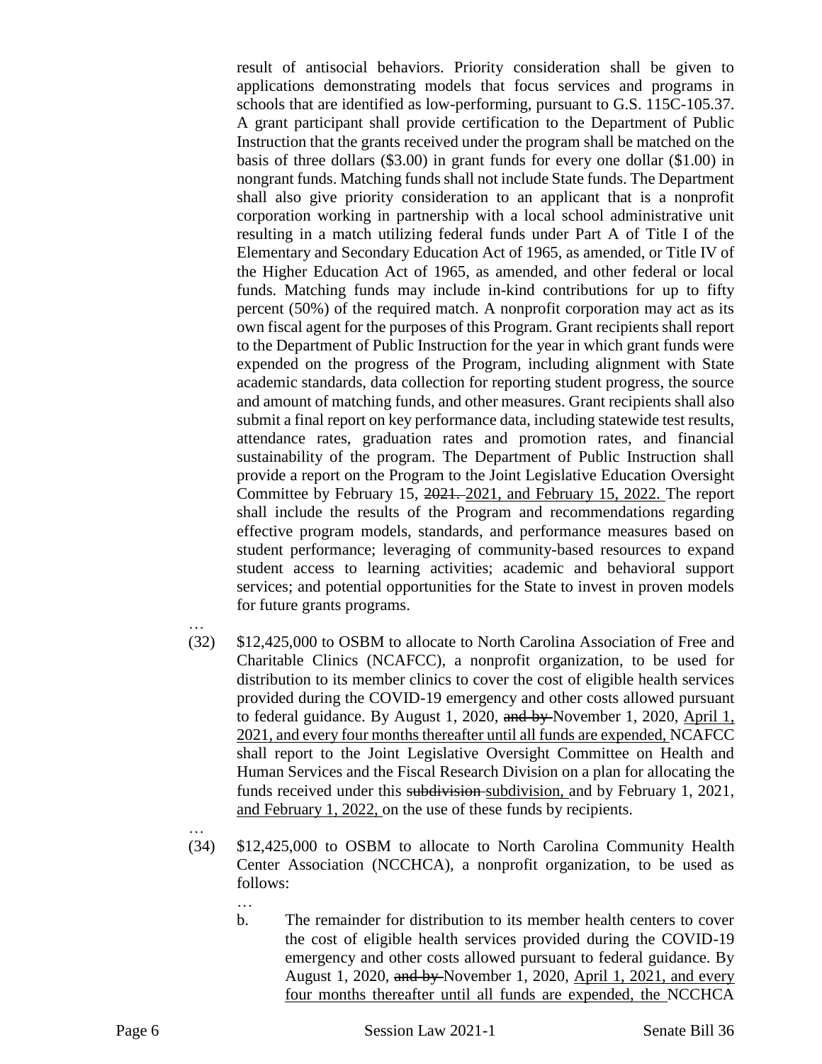result of antisocial behaviors. Priority consideration shall be given to applications demonstrating models that focus services and programs in schools that are identified as low-performing, pursuant to G.S. 115C-105.37. A grant participant shall provide certification to the Department of Public Instruction that the grants received under the program shall be matched on the basis of three dollars ($3.00) in grant funds for every one dollar ($1.00) in nongrant funds. Matching funds shall not include State funds. The Department shall also give priority consideration to an applicant that is a nonprofit corporation working in partnership with a local school administrative unit resulting in a match utilizing federal funds under Part A of Title I of the Elementary and Secondary Education Act of 1965, as amended, or Title IV of the Higher Education Act of 1965, as amended, and other federal or local funds. Matching funds may include in-kind contributions for up to fifty percent (50%) of the required match. A nonprofit corporation may act as its own fiscal agent for the purposes of this Program. Grant recipients shall report to the Department of Public Instruction for the year in which grant funds were expended on the progress of the Program, including alignment with State academic standards, data collection for reporting student progress, the source and amount of matching funds, and other measures. Grant recipients shall also submit a final report on key performance data, including statewide test results, attendance rates, graduation rates and promotion rates, and financial sustainability of the program. The Department of Public Instruction shall provide a report on the Program to the Joint Legislative Education Oversight Committee by February 15, ~~2021.~~ <u>2021, and February 15, 2022.</u> The report shall include the results of the Program and recommendations regarding effective program models, standards, and performance measures based on student performance; leveraging of community-based resources to expand student access to learning activities; academic and behavioral support services; and potential opportunities for the State to invest in proven models for future grants programs.

…

(32) $12,425,000 to OSBM to allocate to North Carolina Association of Free and Charitable Clinics (NCAFCC), a nonprofit organization, to be used for distribution to its member clinics to cover the cost of eligible health services provided during the COVID-19 emergency and other costs allowed pursuant to federal guidance. By August 1, 2020, ~~and by~~ November 1, 2020, <u>April 1, 2021, and every four months thereafter until all funds are expended,</u> NCAFCC shall report to the Joint Legislative Oversight Committee on Health and Human Services and the Fiscal Research Division on a plan for allocating the funds received under this ~~subdivision~~ <u>subdivision,</u> and by February 1, 2021, <u>and February 1, 2022,</u> on the use of these funds by recipients.

…

(34) $12,425,000 to OSBM to allocate to North Carolina Community Health Center Association (NCCHCA), a nonprofit organization, to be used as follows:

…

b. The remainder for distribution to its member health centers to cover the cost of eligible health services provided during the COVID-19 emergency and other costs allowed pursuant to federal guidance. By August 1, 2020, ~~and by~~ November 1, 2020, <u>April 1, 2021, and every four months thereafter until all funds are expended, the</u> NCCHCA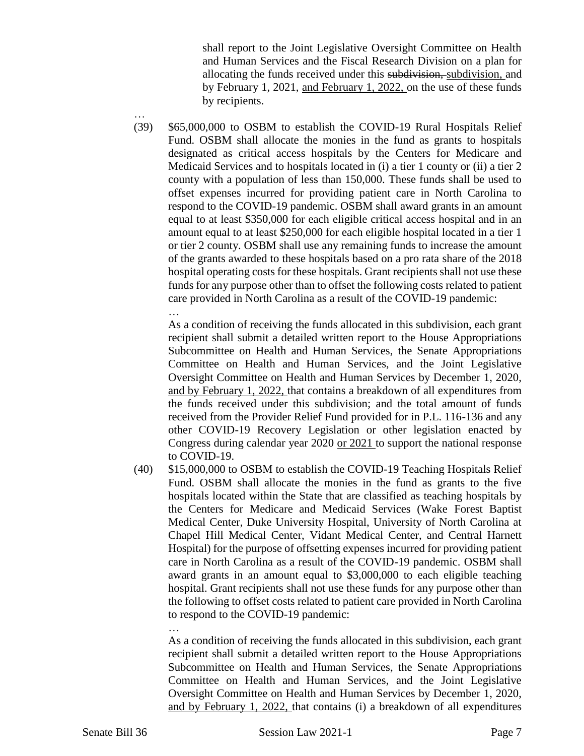shall report to the Joint Legislative Oversight Committee on Health and Human Services and the Fiscal Research Division on a plan for allocating the funds received under this ~~subdivision,~~ <u>subdivision,</u> and by February 1, 2021, <u>and February 1, 2022,</u> on the use of these funds by recipients.

…

(39) $65,000,000 to OSBM to establish the COVID-19 Rural Hospitals Relief Fund. OSBM shall allocate the monies in the fund as grants to hospitals designated as critical access hospitals by the Centers for Medicare and Medicaid Services and to hospitals located in (i) a tier 1 county or (ii) a tier 2 county with a population of less than 150,000. These funds shall be used to offset expenses incurred for providing patient care in North Carolina to respond to the COVID-19 pandemic. OSBM shall award grants in an amount equal to at least $350,000 for each eligible critical access hospital and in an amount equal to at least $250,000 for each eligible hospital located in a tier 1 or tier 2 county. OSBM shall use any remaining funds to increase the amount of the grants awarded to these hospitals based on a pro rata share of the 2018 hospital operating costs for these hospitals. Grant recipients shall not use these funds for any purpose other than to offset the following costs related to patient care provided in North Carolina as a result of the COVID-19 pandemic:

…

As a condition of receiving the funds allocated in this subdivision, each grant recipient shall submit a detailed written report to the House Appropriations Subcommittee on Health and Human Services, the Senate Appropriations Committee on Health and Human Services, and the Joint Legislative Oversight Committee on Health and Human Services by December 1, 2020, <u>and by February 1, 2022,</u> that contains a breakdown of all expenditures from the funds received under this subdivision; and the total amount of funds received from the Provider Relief Fund provided for in P.L. 116-136 and any other COVID-19 Recovery Legislation or other legislation enacted by Congress during calendar year 2020 <u>or 2021</u> to support the national response to COVID-19.

(40) $15,000,000 to OSBM to establish the COVID-19 Teaching Hospitals Relief Fund. OSBM shall allocate the monies in the fund as grants to the five hospitals located within the State that are classified as teaching hospitals by the Centers for Medicare and Medicaid Services (Wake Forest Baptist Medical Center, Duke University Hospital, University of North Carolina at Chapel Hill Medical Center, Vidant Medical Center, and Central Harnett Hospital) for the purpose of offsetting expenses incurred for providing patient care in North Carolina as a result of the COVID-19 pandemic. OSBM shall award grants in an amount equal to $3,000,000 to each eligible teaching hospital. Grant recipients shall not use these funds for any purpose other than the following to offset costs related to patient care provided in North Carolina to respond to the COVID-19 pandemic:

…

As a condition of receiving the funds allocated in this subdivision, each grant recipient shall submit a detailed written report to the House Appropriations Subcommittee on Health and Human Services, the Senate Appropriations Committee on Health and Human Services, and the Joint Legislative Oversight Committee on Health and Human Services by December 1, 2020, <u>and by February 1, 2022,</u> that contains (i) a breakdown of all expenditures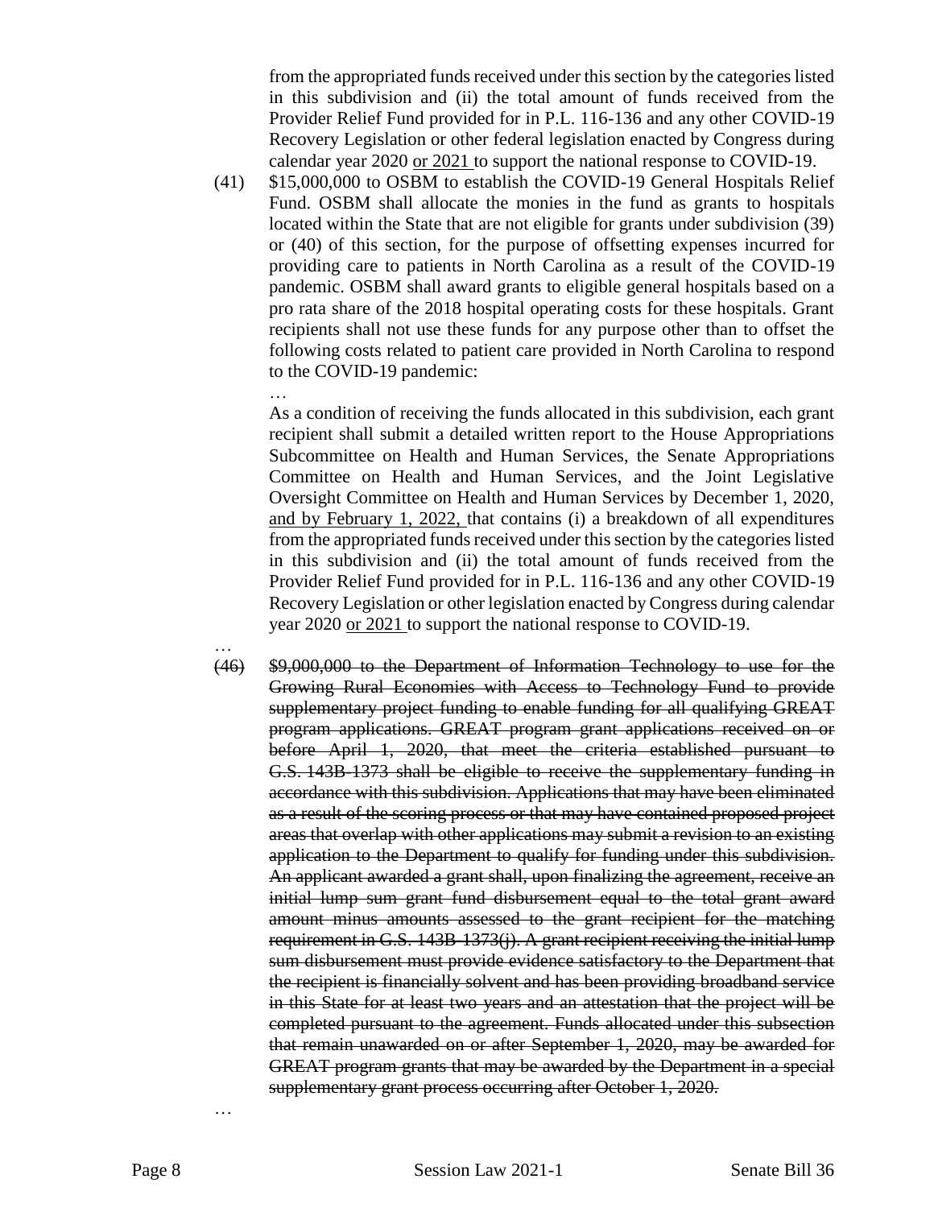from the appropriated funds received under this section by the categories listed in this subdivision and (ii) the total amount of funds received from the Provider Relief Fund provided for in P.L. 116-136 and any other COVID-19 Recovery Legislation or other federal legislation enacted by Congress during calendar year 2020 <u>or 2021</u> to support the national response to COVID-19.

(41) $15,000,000 to OSBM to establish the COVID-19 General Hospitals Relief Fund. OSBM shall allocate the monies in the fund as grants to hospitals located within the State that are not eligible for grants under subdivision (39) or (40) of this section, for the purpose of offsetting expenses incurred for providing care to patients in North Carolina as a result of the COVID-19 pandemic. OSBM shall award grants to eligible general hospitals based on a pro rata share of the 2018 hospital operating costs for these hospitals. Grant recipients shall not use these funds for any purpose other than to offset the following costs related to patient care provided in North Carolina to respond to the COVID-19 pandemic:

…

As a condition of receiving the funds allocated in this subdivision, each grant recipient shall submit a detailed written report to the House Appropriations Subcommittee on Health and Human Services, the Senate Appropriations Committee on Health and Human Services, and the Joint Legislative Oversight Committee on Health and Human Services by December 1, 2020, <u>and by February 1, 2022,</u> that contains (i) a breakdown of all expenditures from the appropriated funds received under this section by the categories listed in this subdivision and (ii) the total amount of funds received from the Provider Relief Fund provided for in P.L. 116-136 and any other COVID-19 Recovery Legislation or other legislation enacted by Congress during calendar year 2020 <u>or 2021</u> to support the national response to COVID-19.

…

~~(46) $9,000,000 to the Department of Information Technology to use for the Growing Rural Economies with Access to Technology Fund to provide supplementary project funding to enable funding for all qualifying GREAT program applications. GREAT program grant applications received on or before April 1, 2020, that meet the criteria established pursuant to G.S. 143B-1373 shall be eligible to receive the supplementary funding in accordance with this subdivision. Applications that may have been eliminated as a result of the scoring process or that may have contained proposed project areas that overlap with other applications may submit a revision to an existing application to the Department to qualify for funding under this subdivision. An applicant awarded a grant shall, upon finalizing the agreement, receive an initial lump sum grant fund disbursement equal to the total grant award amount minus amounts assessed to the grant recipient for the matching requirement in G.S. 143B-1373(j). A grant recipient receiving the initial lump sum disbursement must provide evidence satisfactory to the Department that the recipient is financially solvent and has been providing broadband service in this State for at least two years and an attestation that the project will be completed pursuant to the agreement. Funds allocated under this subsection that remain unawarded on or after September 1, 2020, may be awarded for GREAT program grants that may be awarded by the Department in a special supplementary grant process occurring after October 1, 2020.~~

…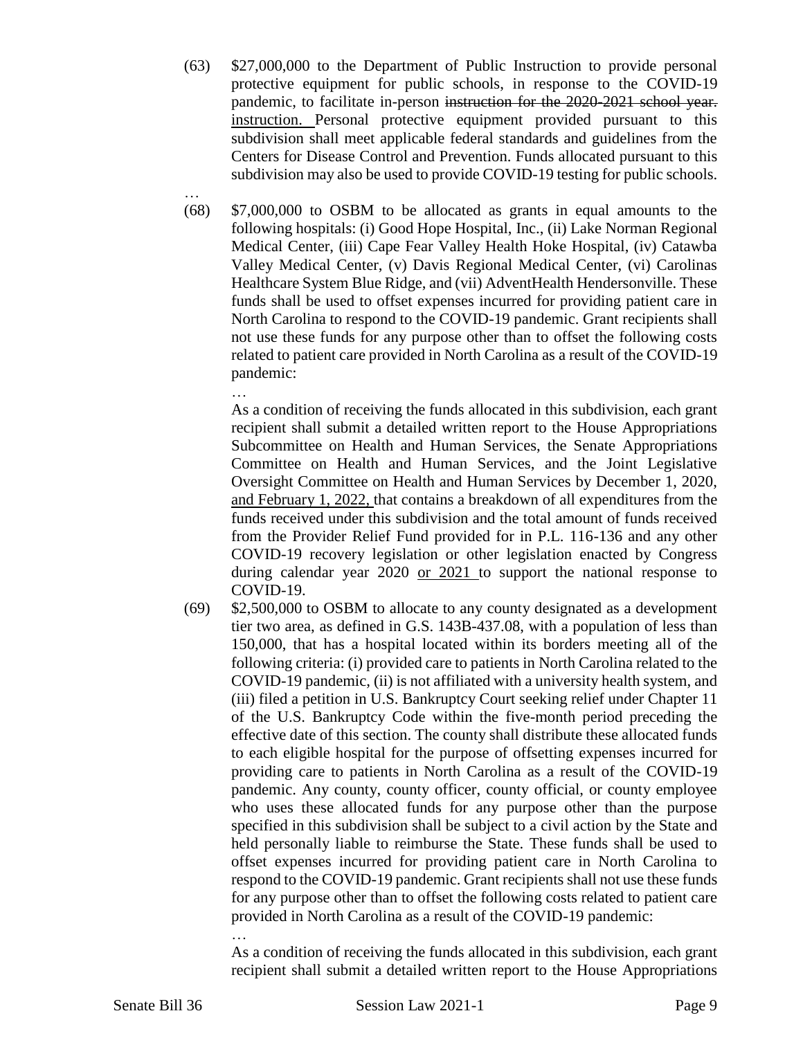(63) $27,000,000 to the Department of Public Instruction to provide personal protective equipment for public schools, in response to the COVID-19 pandemic, to facilitate in-person ~~instruction for the 2020-2021 school year.~~ <u>instruction.</u> Personal protective equipment provided pursuant to this subdivision shall meet applicable federal standards and guidelines from the Centers for Disease Control and Prevention. Funds allocated pursuant to this subdivision may also be used to provide COVID-19 testing for public schools.

…

(68) $7,000,000 to OSBM to be allocated as grants in equal amounts to the following hospitals: (i) Good Hope Hospital, Inc., (ii) Lake Norman Regional Medical Center, (iii) Cape Fear Valley Health Hoke Hospital, (iv) Catawba Valley Medical Center, (v) Davis Regional Medical Center, (vi) Carolinas Healthcare System Blue Ridge, and (vii) AdventHealth Hendersonville. These funds shall be used to offset expenses incurred for providing patient care in North Carolina to respond to the COVID-19 pandemic. Grant recipients shall not use these funds for any purpose other than to offset the following costs related to patient care provided in North Carolina as a result of the COVID-19 pandemic:

…

As a condition of receiving the funds allocated in this subdivision, each grant recipient shall submit a detailed written report to the House Appropriations Subcommittee on Health and Human Services, the Senate Appropriations Committee on Health and Human Services, and the Joint Legislative Oversight Committee on Health and Human Services by December 1, 2020, <u>and February 1, 2022,</u> that contains a breakdown of all expenditures from the funds received under this subdivision and the total amount of funds received from the Provider Relief Fund provided for in P.L. 116-136 and any other COVID-19 recovery legislation or other legislation enacted by Congress during calendar year 2020 <u>or 2021</u> to support the national response to COVID-19.

(69) $2,500,000 to OSBM to allocate to any county designated as a development tier two area, as defined in G.S. 143B-437.08, with a population of less than 150,000, that has a hospital located within its borders meeting all of the following criteria: (i) provided care to patients in North Carolina related to the COVID-19 pandemic, (ii) is not affiliated with a university health system, and (iii) filed a petition in U.S. Bankruptcy Court seeking relief under Chapter 11 of the U.S. Bankruptcy Code within the five-month period preceding the effective date of this section. The county shall distribute these allocated funds to each eligible hospital for the purpose of offsetting expenses incurred for providing care to patients in North Carolina as a result of the COVID-19 pandemic. Any county, county officer, county official, or county employee who uses these allocated funds for any purpose other than the purpose specified in this subdivision shall be subject to a civil action by the State and held personally liable to reimburse the State. These funds shall be used to offset expenses incurred for providing patient care in North Carolina to respond to the COVID-19 pandemic. Grant recipients shall not use these funds for any purpose other than to offset the following costs related to patient care provided in North Carolina as a result of the COVID-19 pandemic:

…

As a condition of receiving the funds allocated in this subdivision, each grant recipient shall submit a detailed written report to the House Appropriations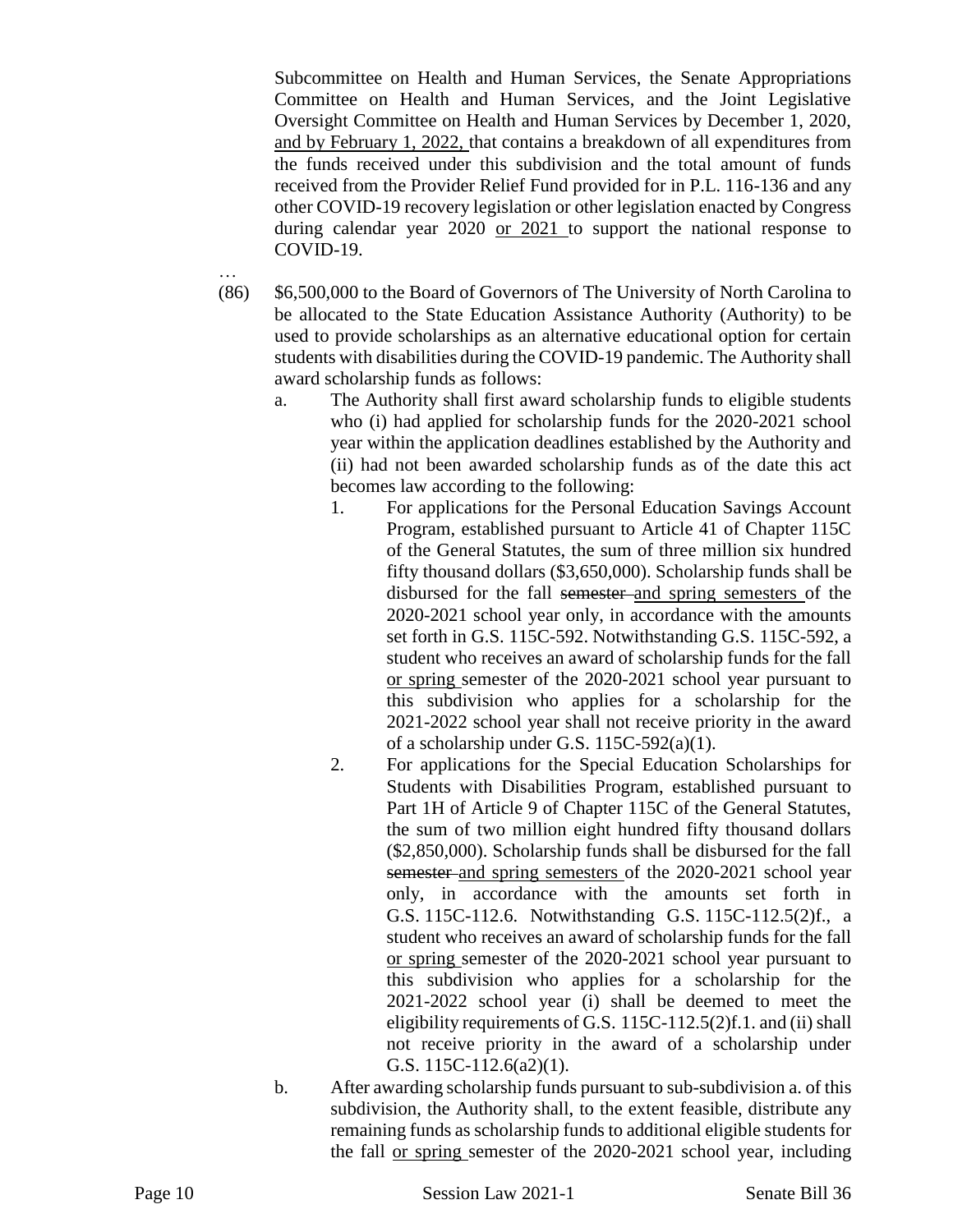Subcommittee on Health and Human Services, the Senate Appropriations Committee on Health and Human Services, and the Joint Legislative Oversight Committee on Health and Human Services by December 1, 2020, <u>and by February 1, 2022,</u> that contains a breakdown of all expenditures from the funds received under this subdivision and the total amount of funds received from the Provider Relief Fund provided for in P.L. 116-136 and any other COVID-19 recovery legislation or other legislation enacted by Congress during calendar year 2020 <u>or 2021</u> to support the national response to COVID-19.

…

(86) $6,500,000 to the Board of Governors of The University of North Carolina to be allocated to the State Education Assistance Authority (Authority) to be used to provide scholarships as an alternative educational option for certain students with disabilities during the COVID-19 pandemic. The Authority shall award scholarship funds as follows:

a. The Authority shall first award scholarship funds to eligible students who (i) had applied for scholarship funds for the 2020-2021 school year within the application deadlines established by the Authority and (ii) had not been awarded scholarship funds as of the date this act becomes law according to the following:

1. For applications for the Personal Education Savings Account Program, established pursuant to Article 41 of Chapter 115C of the General Statutes, the sum of three million six hundred fifty thousand dollars ($3,650,000). Scholarship funds shall be disbursed for the fall ~~semester~~ <u>and spring semesters</u> of the 2020-2021 school year only, in accordance with the amounts set forth in G.S. 115C-592. Notwithstanding G.S. 115C-592, a student who receives an award of scholarship funds for the fall <u>or spring</u> semester of the 2020-2021 school year pursuant to this subdivision who applies for a scholarship for the 2021-2022 school year shall not receive priority in the award of a scholarship under G.S. 115C-592(a)(1).

2. For applications for the Special Education Scholarships for Students with Disabilities Program, established pursuant to Part 1H of Article 9 of Chapter 115C of the General Statutes, the sum of two million eight hundred fifty thousand dollars ($2,850,000). Scholarship funds shall be disbursed for the fall ~~semester~~ <u>and spring semesters</u> of the 2020-2021 school year only, in accordance with the amounts set forth in G.S. 115C-112.6. Notwithstanding G.S. 115C-112.5(2)f., a student who receives an award of scholarship funds for the fall <u>or spring</u> semester of the 2020-2021 school year pursuant to this subdivision who applies for a scholarship for the 2021-2022 school year (i) shall be deemed to meet the eligibility requirements of G.S. 115C-112.5(2)f.1. and (ii) shall not receive priority in the award of a scholarship under G.S. 115C-112.6(a2)(1).

b. After awarding scholarship funds pursuant to sub-subdivision a. of this subdivision, the Authority shall, to the extent feasible, distribute any remaining funds as scholarship funds to additional eligible students for the fall <u>or spring</u> semester of the 2020-2021 school year, including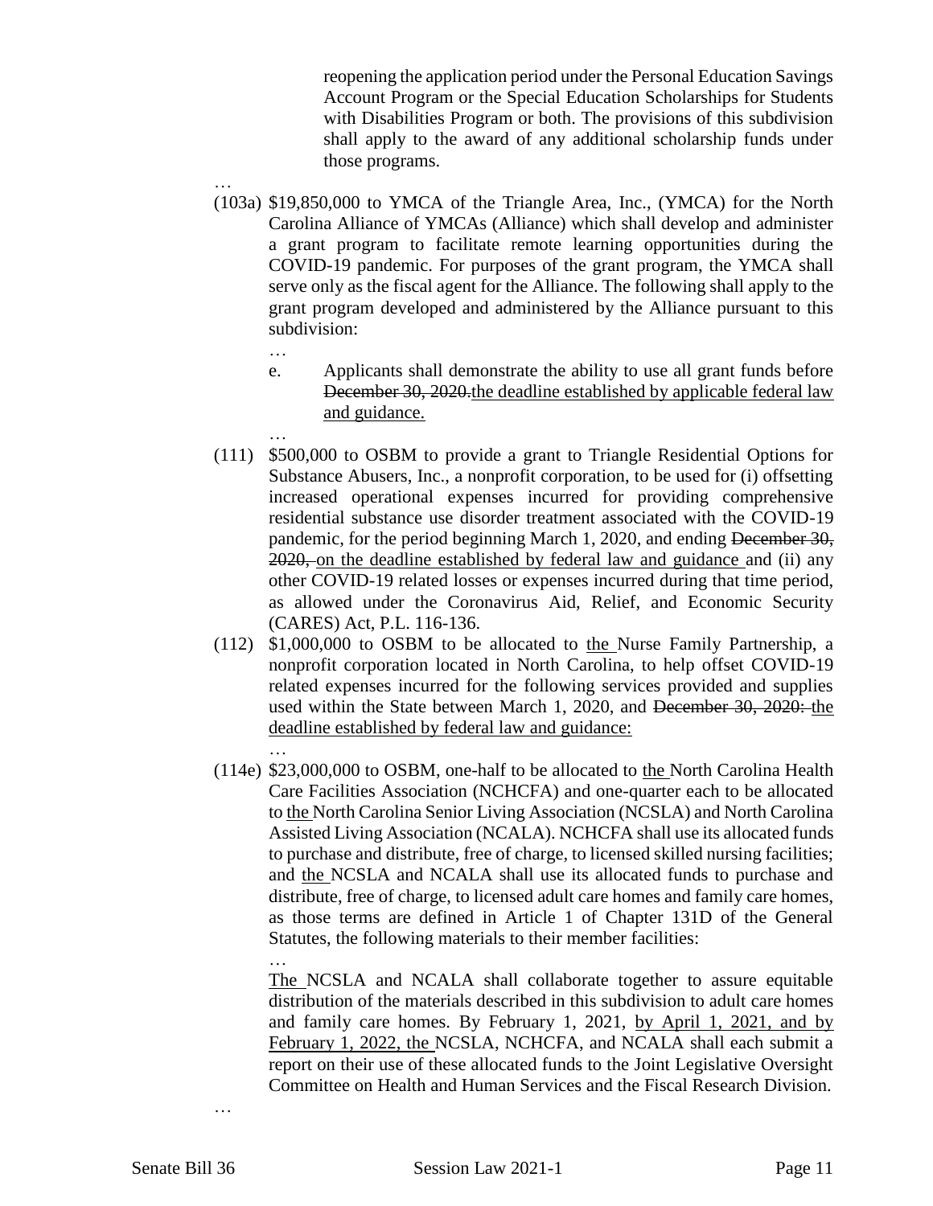reopening the application period under the Personal Education Savings Account Program or the Special Education Scholarships for Students with Disabilities Program or both. The provisions of this subdivision shall apply to the award of any additional scholarship funds under those programs.

…

(103a) $19,850,000 to YMCA of the Triangle Area, Inc., (YMCA) for the North Carolina Alliance of YMCAs (Alliance) which shall develop and administer a grant program to facilitate remote learning opportunities during the COVID-19 pandemic. For purposes of the grant program, the YMCA shall serve only as the fiscal agent for the Alliance. The following shall apply to the grant program developed and administered by the Alliance pursuant to this subdivision:

…

e. Applicants shall demonstrate the ability to use all grant funds before ~~December 30, 2020.~~<u>the deadline established by applicable federal law and guidance.</u>

…

(111) $500,000 to OSBM to provide a grant to Triangle Residential Options for Substance Abusers, Inc., a nonprofit corporation, to be used for (i) offsetting increased operational expenses incurred for providing comprehensive residential substance use disorder treatment associated with the COVID-19 pandemic, for the period beginning March 1, 2020, and ending ~~December 30, 2020,~~ <u>on the deadline established by federal law and guidance</u> and (ii) any other COVID-19 related losses or expenses incurred during that time period, as allowed under the Coronavirus Aid, Relief, and Economic Security (CARES) Act, P.L. 116-136.

(112) $1,000,000 to OSBM to be allocated to <u>the</u> Nurse Family Partnership, a nonprofit corporation located in North Carolina, to help offset COVID-19 related expenses incurred for the following services provided and supplies used within the State between March 1, 2020, and ~~December 30, 2020:~~ <u>the deadline established by federal law and guidance:</u>

…

(114e) $23,000,000 to OSBM, one-half to be allocated to <u>the</u> North Carolina Health Care Facilities Association (NCHCFA) and one-quarter each to be allocated to <u>the</u> North Carolina Senior Living Association (NCSLA) and North Carolina Assisted Living Association (NCALA). NCHCFA shall use its allocated funds to purchase and distribute, free of charge, to licensed skilled nursing facilities; and <u>the</u> NCSLA and NCALA shall use its allocated funds to purchase and distribute, free of charge, to licensed adult care homes and family care homes, as those terms are defined in Article 1 of Chapter 131D of the General Statutes, the following materials to their member facilities:

…

<u>The</u> NCSLA and NCALA shall collaborate together to assure equitable distribution of the materials described in this subdivision to adult care homes and family care homes. By February 1, 2021, <u>by April 1, 2021, and by February 1, 2022, the</u> NCSLA, NCHCFA, and NCALA shall each submit a report on their use of these allocated funds to the Joint Legislative Oversight Committee on Health and Human Services and the Fiscal Research Division.

…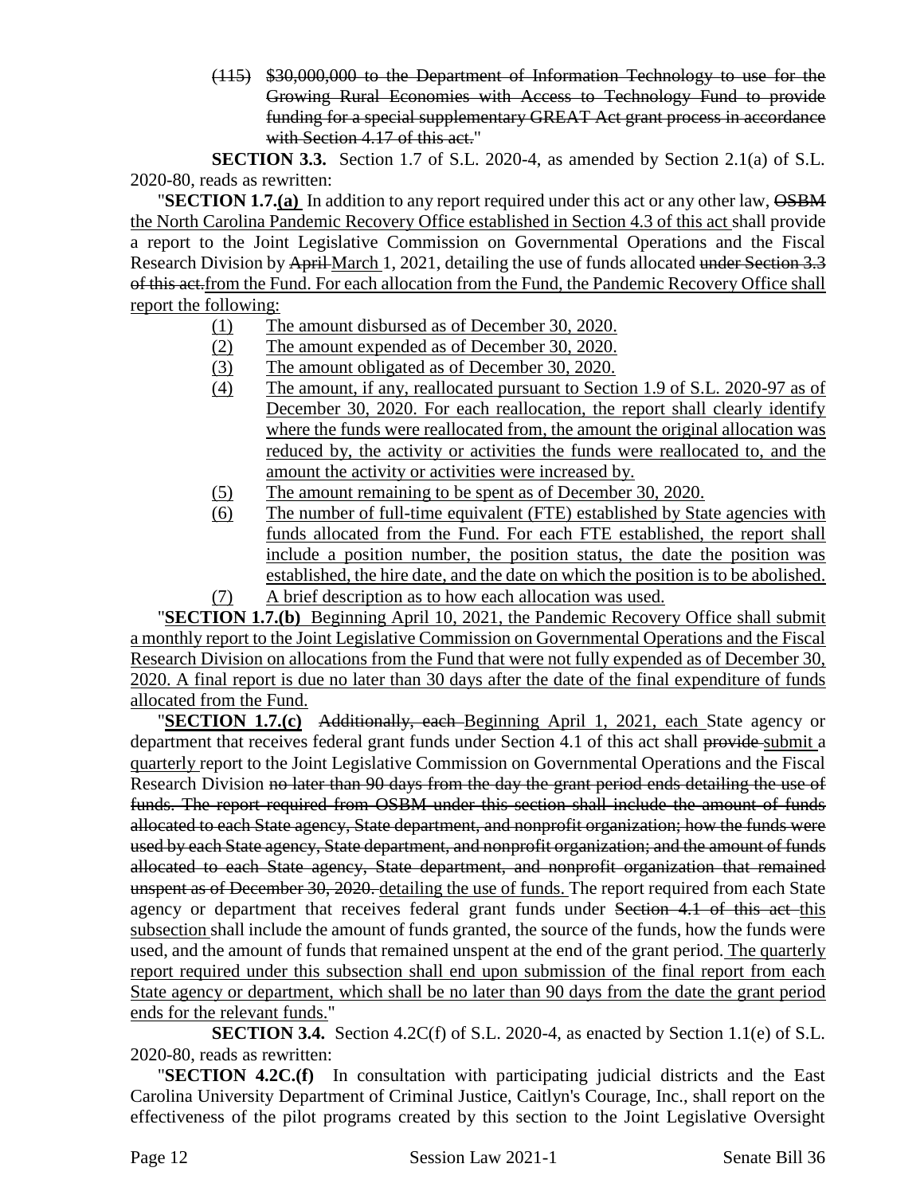(115) ~~$30,000,000 to the Department of Information Technology to use for the Growing Rural Economies with Access to Technology Fund to provide funding for a special supplementary GREAT Act grant process in accordance with Section 4.17 of this act.~~"

**SECTION 3.3.** Section 1.7 of S.L. 2020-4, as amended by Section 2.1(a) of S.L. 2020-80, reads as rewritten:

"**SECTION 1.7.(a)** In addition to any report required under this act or any other law, ~~OSBM~~ the North Carolina Pandemic Recovery Office established in Section 4.3 of this act shall provide a report to the Joint Legislative Commission on Governmental Operations and the Fiscal Research Division by ~~April~~ March 1, 2021, detailing the use of funds allocated ~~under Section 3.3 of this act.~~from the Fund. For each allocation from the Fund, the Pandemic Recovery Office shall report the following:

(1) The amount disbursed as of December 30, 2020.
(2) The amount expended as of December 30, 2020.
(3) The amount obligated as of December 30, 2020.
(4) The amount, if any, reallocated pursuant to Section 1.9 of S.L. 2020-97 as of December 30, 2020. For each reallocation, the report shall clearly identify where the funds were reallocated from, the amount the original allocation was reduced by, the activity or activities the funds were reallocated to, and the amount the activity or activities were increased by.
(5) The amount remaining to be spent as of December 30, 2020.
(6) The number of full-time equivalent (FTE) established by State agencies with funds allocated from the Fund. For each FTE established, the report shall include a position number, the position status, the date the position was established, the hire date, and the date on which the position is to be abolished.
(7) A brief description as to how each allocation was used.

"**SECTION 1.7.(b)** Beginning April 10, 2021, the Pandemic Recovery Office shall submit a monthly report to the Joint Legislative Commission on Governmental Operations and the Fiscal Research Division on allocations from the Fund that were not fully expended as of December 30, 2020. A final report is due no later than 30 days after the date of the final expenditure of funds allocated from the Fund.

"**SECTION 1.7.(c)** ~~Additionally, each~~ Beginning April 1, 2021, each State agency or department that receives federal grant funds under Section 4.1 of this act shall ~~provide~~ submit a quarterly report to the Joint Legislative Commission on Governmental Operations and the Fiscal Research Division ~~no later than 90 days from the day the grant period ends detailing the use of funds. The report required from OSBM under this section shall include the amount of funds allocated to each State agency, State department, and nonprofit organization; how the funds were used by each State agency, State department, and nonprofit organization; and the amount of funds allocated to each State agency, State department, and nonprofit organization that remained unspent as of December 30, 2020.~~ detailing the use of funds. The report required from each State agency or department that receives federal grant funds under ~~Section 4.1 of this act~~ this subsection shall include the amount of funds granted, the source of the funds, how the funds were used, and the amount of funds that remained unspent at the end of the grant period. The quarterly report required under this subsection shall end upon submission of the final report from each State agency or department, which shall be no later than 90 days from the date the grant period ends for the relevant funds."

**SECTION 3.4.** Section 4.2C(f) of S.L. 2020-4, as enacted by Section 1.1(e) of S.L. 2020-80, reads as rewritten:

"**SECTION 4.2C.(f)** In consultation with participating judicial districts and the East Carolina University Department of Criminal Justice, Caitlyn's Courage, Inc., shall report on the effectiveness of the pilot programs created by this section to the Joint Legislative Oversight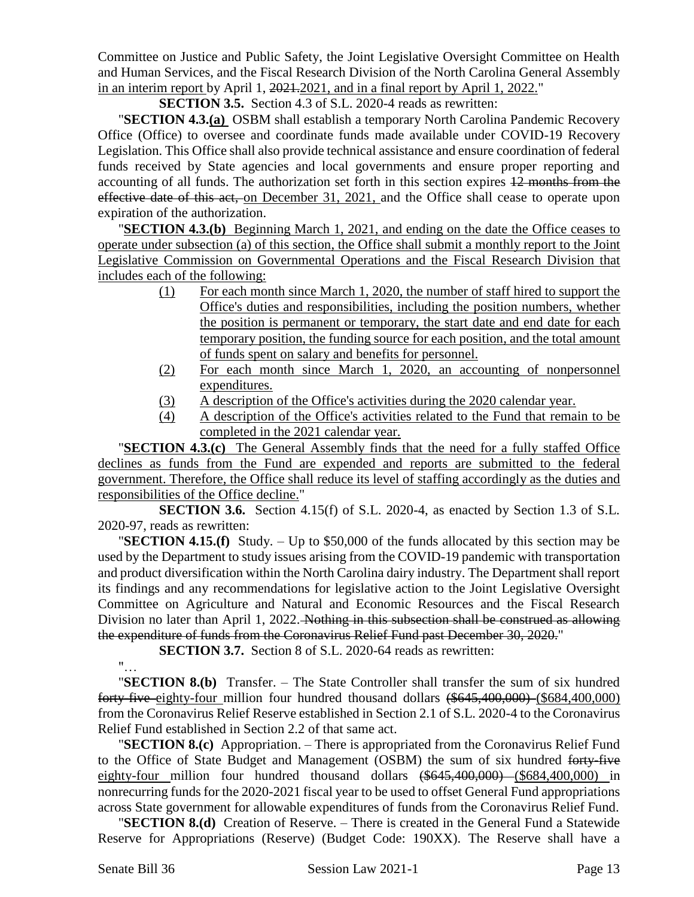Committee on Justice and Public Safety, the Joint Legislative Oversight Committee on Health and Human Services, and the Fiscal Research Division of the North Carolina General Assembly in an interim report by April 1, ~~2021.~~2021, and in a final report by April 1, 2022."

**SECTION 3.5.** Section 4.3 of S.L. 2020-4 reads as rewritten:

"**SECTION 4.3.(a)** OSBM shall establish a temporary North Carolina Pandemic Recovery Office (Office) to oversee and coordinate funds made available under COVID-19 Recovery Legislation. This Office shall also provide technical assistance and ensure coordination of federal funds received by State agencies and local governments and ensure proper reporting and accounting of all funds. The authorization set forth in this section expires ~~12 months from the effective date of this act,~~ on December 31, 2021, and the Office shall cease to operate upon expiration of the authorization.

"**SECTION 4.3.(b)** Beginning March 1, 2021, and ending on the date the Office ceases to operate under subsection (a) of this section, the Office shall submit a monthly report to the Joint Legislative Commission on Governmental Operations and the Fiscal Research Division that includes each of the following:

(1) For each month since March 1, 2020, the number of staff hired to support the Office's duties and responsibilities, including the position numbers, whether the position is permanent or temporary, the start date and end date for each temporary position, the funding source for each position, and the total amount of funds spent on salary and benefits for personnel.

(2) For each month since March 1, 2020, an accounting of nonpersonnel expenditures.

(3) A description of the Office's activities during the 2020 calendar year.

(4) A description of the Office's activities related to the Fund that remain to be completed in the 2021 calendar year.

"**SECTION 4.3.(c)** The General Assembly finds that the need for a fully staffed Office declines as funds from the Fund are expended and reports are submitted to the federal government. Therefore, the Office shall reduce its level of staffing accordingly as the duties and responsibilities of the Office decline."

**SECTION 3.6.** Section 4.15(f) of S.L. 2020-4, as enacted by Section 1.3 of S.L. 2020-97, reads as rewritten:

"**SECTION 4.15.(f)** Study. – Up to $50,000 of the funds allocated by this section may be used by the Department to study issues arising from the COVID-19 pandemic with transportation and product diversification within the North Carolina dairy industry. The Department shall report its findings and any recommendations for legislative action to the Joint Legislative Oversight Committee on Agriculture and Natural and Economic Resources and the Fiscal Research Division no later than April 1, 2022. ~~Nothing in this subsection shall be construed as allowing the expenditure of funds from the Coronavirus Relief Fund past December 30, 2020.~~"

**SECTION 3.7.** Section 8 of S.L. 2020-64 reads as rewritten:

"…

"**SECTION 8.(b)** Transfer. – The State Controller shall transfer the sum of six hundred ~~forty-five~~ eighty-four million four hundred thousand dollars ~~($645,400,000)~~ ($684,400,000) from the Coronavirus Relief Reserve established in Section 2.1 of S.L. 2020-4 to the Coronavirus Relief Fund established in Section 2.2 of that same act.

"**SECTION 8.(c)** Appropriation. – There is appropriated from the Coronavirus Relief Fund to the Office of State Budget and Management (OSBM) the sum of six hundred ~~forty-five~~ eighty-four million four hundred thousand dollars ~~($645,400,000)~~ ($684,400,000) in nonrecurring funds for the 2020-2021 fiscal year to be used to offset General Fund appropriations across State government for allowable expenditures of funds from the Coronavirus Relief Fund.

"**SECTION 8.(d)** Creation of Reserve. – There is created in the General Fund a Statewide Reserve for Appropriations (Reserve) (Budget Code: 190XX). The Reserve shall have a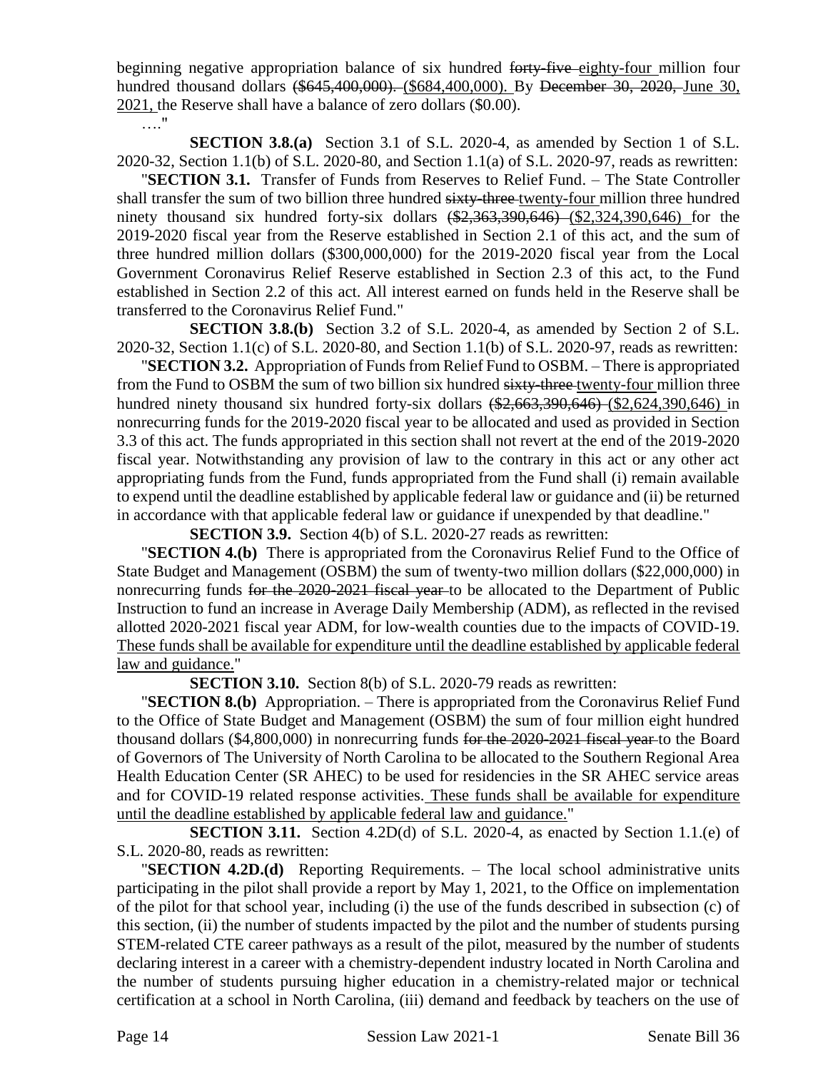beginning negative appropriation balance of six hundred ~~forty-five~~ eighty-four million four hundred thousand dollars ~~($645,400,000).~~ ($684,400,000). By ~~December 30, 2020,~~ June 30, 2021, the Reserve shall have a balance of zero dollars ($0.00).

…."

**SECTION 3.8.(a)** Section 3.1 of S.L. 2020-4, as amended by Section 1 of S.L. 2020-32, Section 1.1(b) of S.L. 2020-80, and Section 1.1(a) of S.L. 2020-97, reads as rewritten:

"**SECTION 3.1.** Transfer of Funds from Reserves to Relief Fund. – The State Controller shall transfer the sum of two billion three hundred ~~sixty-three~~ twenty-four million three hundred ninety thousand six hundred forty-six dollars ~~($2,363,390,646)~~ ($2,324,390,646) for the 2019-2020 fiscal year from the Reserve established in Section 2.1 of this act, and the sum of three hundred million dollars ($300,000,000) for the 2019-2020 fiscal year from the Local Government Coronavirus Relief Reserve established in Section 2.3 of this act, to the Fund established in Section 2.2 of this act. All interest earned on funds held in the Reserve shall be transferred to the Coronavirus Relief Fund."

**SECTION 3.8.(b)** Section 3.2 of S.L. 2020-4, as amended by Section 2 of S.L. 2020-32, Section 1.1(c) of S.L. 2020-80, and Section 1.1(b) of S.L. 2020-97, reads as rewritten:

"**SECTION 3.2.** Appropriation of Funds from Relief Fund to OSBM. – There is appropriated from the Fund to OSBM the sum of two billion six hundred ~~sixty-three~~ twenty-four million three hundred ninety thousand six hundred forty-six dollars ~~($2,663,390,646)~~ ($2,624,390,646) in nonrecurring funds for the 2019-2020 fiscal year to be allocated and used as provided in Section 3.3 of this act. The funds appropriated in this section shall not revert at the end of the 2019-2020 fiscal year. Notwithstanding any provision of law to the contrary in this act or any other act appropriating funds from the Fund, funds appropriated from the Fund shall (i) remain available to expend until the deadline established by applicable federal law or guidance and (ii) be returned in accordance with that applicable federal law or guidance if unexpended by that deadline."

**SECTION 3.9.** Section 4(b) of S.L. 2020-27 reads as rewritten:

"**SECTION 4.(b)** There is appropriated from the Coronavirus Relief Fund to the Office of State Budget and Management (OSBM) the sum of twenty-two million dollars ($22,000,000) in nonrecurring funds ~~for the 2020-2021 fiscal year~~ to be allocated to the Department of Public Instruction to fund an increase in Average Daily Membership (ADM), as reflected in the revised allotted 2020-2021 fiscal year ADM, for low-wealth counties due to the impacts of COVID-19. These funds shall be available for expenditure until the deadline established by applicable federal law and guidance."

**SECTION 3.10.** Section 8(b) of S.L. 2020-79 reads as rewritten:

"**SECTION 8.(b)** Appropriation. – There is appropriated from the Coronavirus Relief Fund to the Office of State Budget and Management (OSBM) the sum of four million eight hundred thousand dollars ($4,800,000) in nonrecurring funds ~~for the 2020-2021 fiscal year~~ to the Board of Governors of The University of North Carolina to be allocated to the Southern Regional Area Health Education Center (SR AHEC) to be used for residencies in the SR AHEC service areas and for COVID-19 related response activities. These funds shall be available for expenditure until the deadline established by applicable federal law and guidance."

**SECTION 3.11.** Section 4.2D(d) of S.L. 2020-4, as enacted by Section 1.1.(e) of S.L. 2020-80, reads as rewritten:

"**SECTION 4.2D.(d)** Reporting Requirements. – The local school administrative units participating in the pilot shall provide a report by May 1, 2021, to the Office on implementation of the pilot for that school year, including (i) the use of the funds described in subsection (c) of this section, (ii) the number of students impacted by the pilot and the number of students pursing STEM-related CTE career pathways as a result of the pilot, measured by the number of students declaring interest in a career with a chemistry-dependent industry located in North Carolina and the number of students pursuing higher education in a chemistry-related major or technical certification at a school in North Carolina, (iii) demand and feedback by teachers on the use of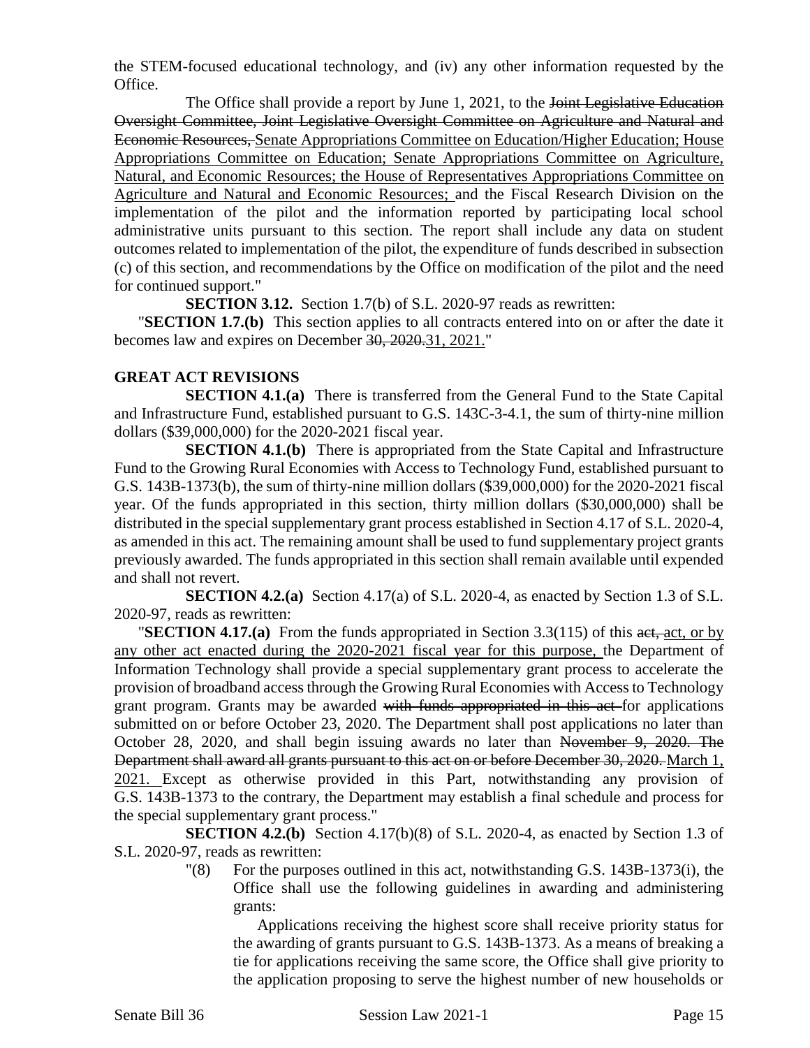the STEM-focused educational technology, and (iv) any other information requested by the Office.

The Office shall provide a report by June 1, 2021, to the ~~Joint Legislative Education Oversight Committee, Joint Legislative Oversight Committee on Agriculture and Natural and Economic Resources,~~ <u>Senate Appropriations Committee on Education/Higher Education; House Appropriations Committee on Education; Senate Appropriations Committee on Agriculture, Natural, and Economic Resources; the House of Representatives Appropriations Committee on Agriculture and Natural and Economic Resources;</u> and the Fiscal Research Division on the implementation of the pilot and the information reported by participating local school administrative units pursuant to this section. The report shall include any data on student outcomes related to implementation of the pilot, the expenditure of funds described in subsection (c) of this section, and recommendations by the Office on modification of the pilot and the need for continued support."

**SECTION 3.12.** Section 1.7(b) of S.L. 2020-97 reads as rewritten:

"**SECTION 1.7.(b)** This section applies to all contracts entered into on or after the date it becomes law and expires on December ~~30, 2020.~~<u>31, 2021.</u>"

**GREAT ACT REVISIONS**

**SECTION 4.1.(a)** There is transferred from the General Fund to the State Capital and Infrastructure Fund, established pursuant to G.S. 143C-3-4.1, the sum of thirty-nine million dollars ($39,000,000) for the 2020-2021 fiscal year.

**SECTION 4.1.(b)** There is appropriated from the State Capital and Infrastructure Fund to the Growing Rural Economies with Access to Technology Fund, established pursuant to G.S. 143B-1373(b), the sum of thirty-nine million dollars ($39,000,000) for the 2020-2021 fiscal year. Of the funds appropriated in this section, thirty million dollars ($30,000,000) shall be distributed in the special supplementary grant process established in Section 4.17 of S.L. 2020-4, as amended in this act. The remaining amount shall be used to fund supplementary project grants previously awarded. The funds appropriated in this section shall remain available until expended and shall not revert.

**SECTION 4.2.(a)** Section 4.17(a) of S.L. 2020-4, as enacted by Section 1.3 of S.L. 2020-97, reads as rewritten:

"**SECTION 4.17.(a)** From the funds appropriated in Section 3.3(115) of this ~~act,~~ <u>act, or by any other act enacted during the 2020-2021 fiscal year for this purpose,</u> the Department of Information Technology shall provide a special supplementary grant process to accelerate the provision of broadband access through the Growing Rural Economies with Access to Technology grant program. Grants may be awarded ~~with funds appropriated in this act~~ for applications submitted on or before October 23, 2020. The Department shall post applications no later than October 28, 2020, and shall begin issuing awards no later than ~~November 9, 2020. The Department shall award all grants pursuant to this act on or before December 30, 2020.~~ <u>March 1, 2021.</u> Except as otherwise provided in this Part, notwithstanding any provision of G.S. 143B-1373 to the contrary, the Department may establish a final schedule and process for the special supplementary grant process."

**SECTION 4.2.(b)** Section 4.17(b)(8) of S.L. 2020-4, as enacted by Section 1.3 of S.L. 2020-97, reads as rewritten:

"(8) For the purposes outlined in this act, notwithstanding G.S. 143B-1373(i), the Office shall use the following guidelines in awarding and administering grants:

Applications receiving the highest score shall receive priority status for the awarding of grants pursuant to G.S. 143B-1373. As a means of breaking a tie for applications receiving the same score, the Office shall give priority to the application proposing to serve the highest number of new households or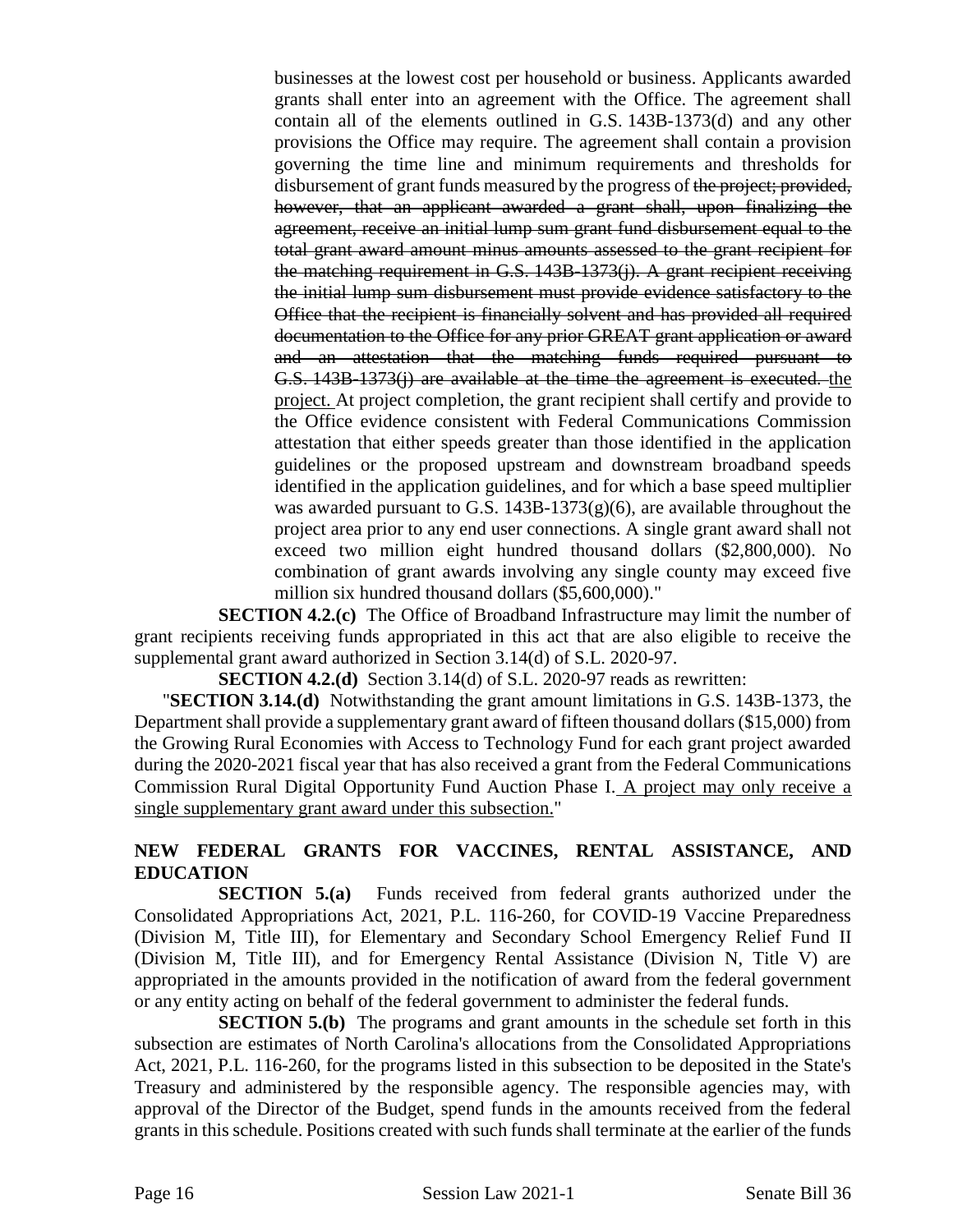businesses at the lowest cost per household or business. Applicants awarded grants shall enter into an agreement with the Office. The agreement shall contain all of the elements outlined in G.S. 143B-1373(d) and any other provisions the Office may require. The agreement shall contain a provision governing the time line and minimum requirements and thresholds for disbursement of grant funds measured by the progress of ~~the project; provided, however, that an applicant awarded a grant shall, upon finalizing the agreement, receive an initial lump sum grant fund disbursement equal to the total grant award amount minus amounts assessed to the grant recipient for the matching requirement in G.S. 143B-1373(j). A grant recipient receiving the initial lump sum disbursement must provide evidence satisfactory to the Office that the recipient is financially solvent and has provided all required documentation to the Office for any prior GREAT grant application or award and an attestation that the matching funds required pursuant to G.S. 143B-1373(j) are available at the time the agreement is executed.~~ <u>the project.</u> At project completion, the grant recipient shall certify and provide to the Office evidence consistent with Federal Communications Commission attestation that either speeds greater than those identified in the application guidelines or the proposed upstream and downstream broadband speeds identified in the application guidelines, and for which a base speed multiplier was awarded pursuant to G.S. 143B-1373(g)(6), are available throughout the project area prior to any end user connections. A single grant award shall not exceed two million eight hundred thousand dollars ($2,800,000). No combination of grant awards involving any single county may exceed five million six hundred thousand dollars ($5,600,000)."

**SECTION 4.2.(c)** The Office of Broadband Infrastructure may limit the number of grant recipients receiving funds appropriated in this act that are also eligible to receive the supplemental grant award authorized in Section 3.14(d) of S.L. 2020-97.

**SECTION 4.2.(d)** Section 3.14(d) of S.L. 2020-97 reads as rewritten:

"**SECTION 3.14.(d)** Notwithstanding the grant amount limitations in G.S. 143B-1373, the Department shall provide a supplementary grant award of fifteen thousand dollars ($15,000) from the Growing Rural Economies with Access to Technology Fund for each grant project awarded during the 2020-2021 fiscal year that has also received a grant from the Federal Communications Commission Rural Digital Opportunity Fund Auction Phase I. <u>A project may only receive a single supplementary grant award under this subsection.</u>"

**NEW FEDERAL GRANTS FOR VACCINES, RENTAL ASSISTANCE, AND EDUCATION**

**SECTION 5.(a)** Funds received from federal grants authorized under the Consolidated Appropriations Act, 2021, P.L. 116-260, for COVID-19 Vaccine Preparedness (Division M, Title III), for Elementary and Secondary School Emergency Relief Fund II (Division M, Title III), and for Emergency Rental Assistance (Division N, Title V) are appropriated in the amounts provided in the notification of award from the federal government or any entity acting on behalf of the federal government to administer the federal funds.

**SECTION 5.(b)** The programs and grant amounts in the schedule set forth in this subsection are estimates of North Carolina's allocations from the Consolidated Appropriations Act, 2021, P.L. 116-260, for the programs listed in this subsection to be deposited in the State's Treasury and administered by the responsible agency. The responsible agencies may, with approval of the Director of the Budget, spend funds in the amounts received from the federal grants in this schedule. Positions created with such funds shall terminate at the earlier of the funds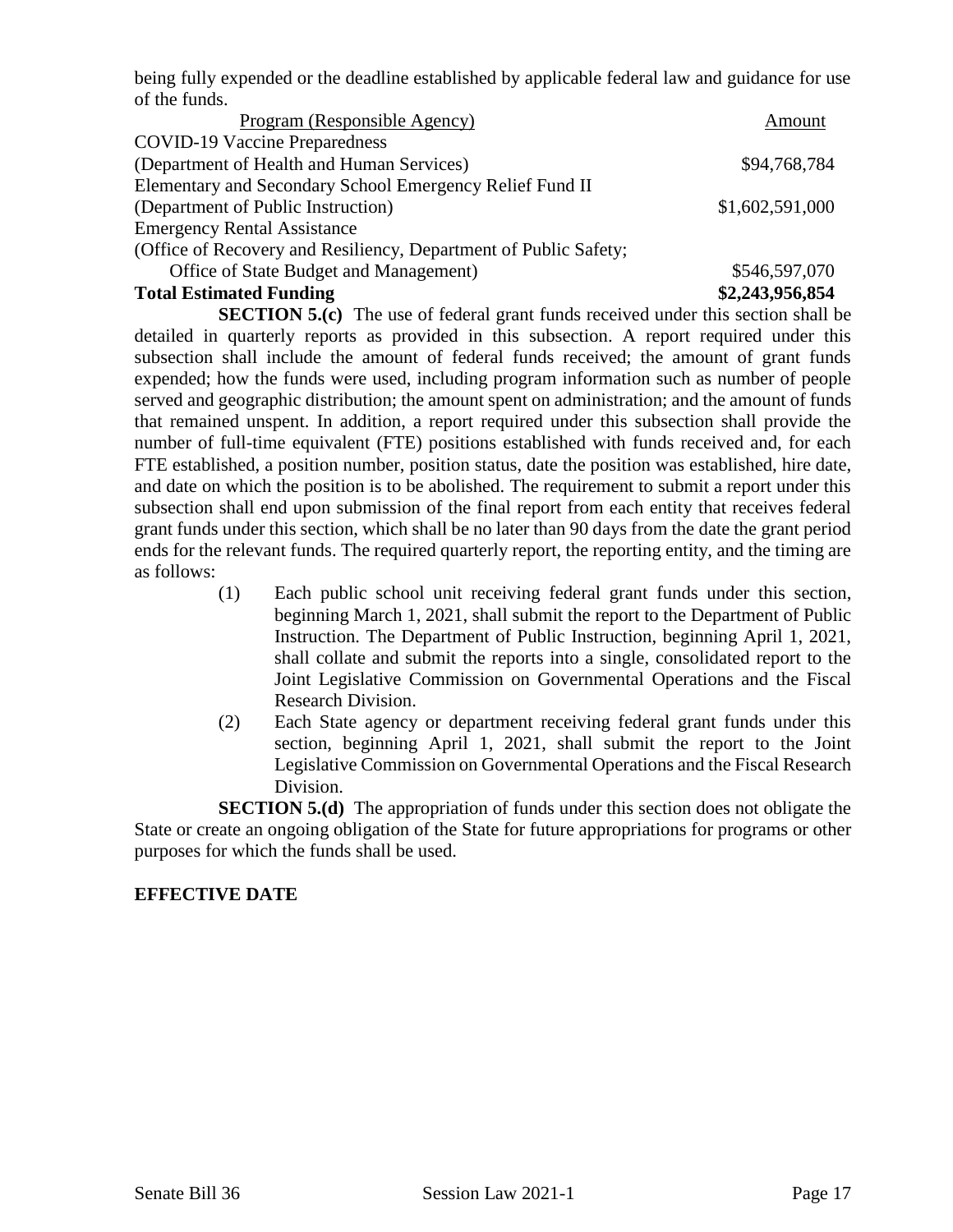being fully expended or the deadline established by applicable federal law and guidance for use of the funds.

| Program (Responsible Agency) | Amount |
|---|---|
| COVID-19 Vaccine Preparedness (Department of Health and Human Services) | $94,768,784 |
| Elementary and Secondary School Emergency Relief Fund II (Department of Public Instruction) | $1,602,591,000 |
| Emergency Rental Assistance (Office of Recovery and Resiliency, Department of Public Safety; Office of State Budget and Management) | $546,597,070 |
| **Total Estimated Funding** | **$2,243,956,854** |

**SECTION 5.(c)** The use of federal grant funds received under this section shall be detailed in quarterly reports as provided in this subsection. A report required under this subsection shall include the amount of federal funds received; the amount of grant funds expended; how the funds were used, including program information such as number of people served and geographic distribution; the amount spent on administration; and the amount of funds that remained unspent. In addition, a report required under this subsection shall provide the number of full-time equivalent (FTE) positions established with funds received and, for each FTE established, a position number, position status, date the position was established, hire date, and date on which the position is to be abolished. The requirement to submit a report under this subsection shall end upon submission of the final report from each entity that receives federal grant funds under this section, which shall be no later than 90 days from the date the grant period ends for the relevant funds. The required quarterly report, the reporting entity, and the timing are as follows:

(1) Each public school unit receiving federal grant funds under this section, beginning March 1, 2021, shall submit the report to the Department of Public Instruction. The Department of Public Instruction, beginning April 1, 2021, shall collate and submit the reports into a single, consolidated report to the Joint Legislative Commission on Governmental Operations and the Fiscal Research Division.

(2) Each State agency or department receiving federal grant funds under this section, beginning April 1, 2021, shall submit the report to the Joint Legislative Commission on Governmental Operations and the Fiscal Research Division.

**SECTION 5.(d)** The appropriation of funds under this section does not obligate the State or create an ongoing obligation of the State for future appropriations for programs or other purposes for which the funds shall be used.

**EFFECTIVE DATE**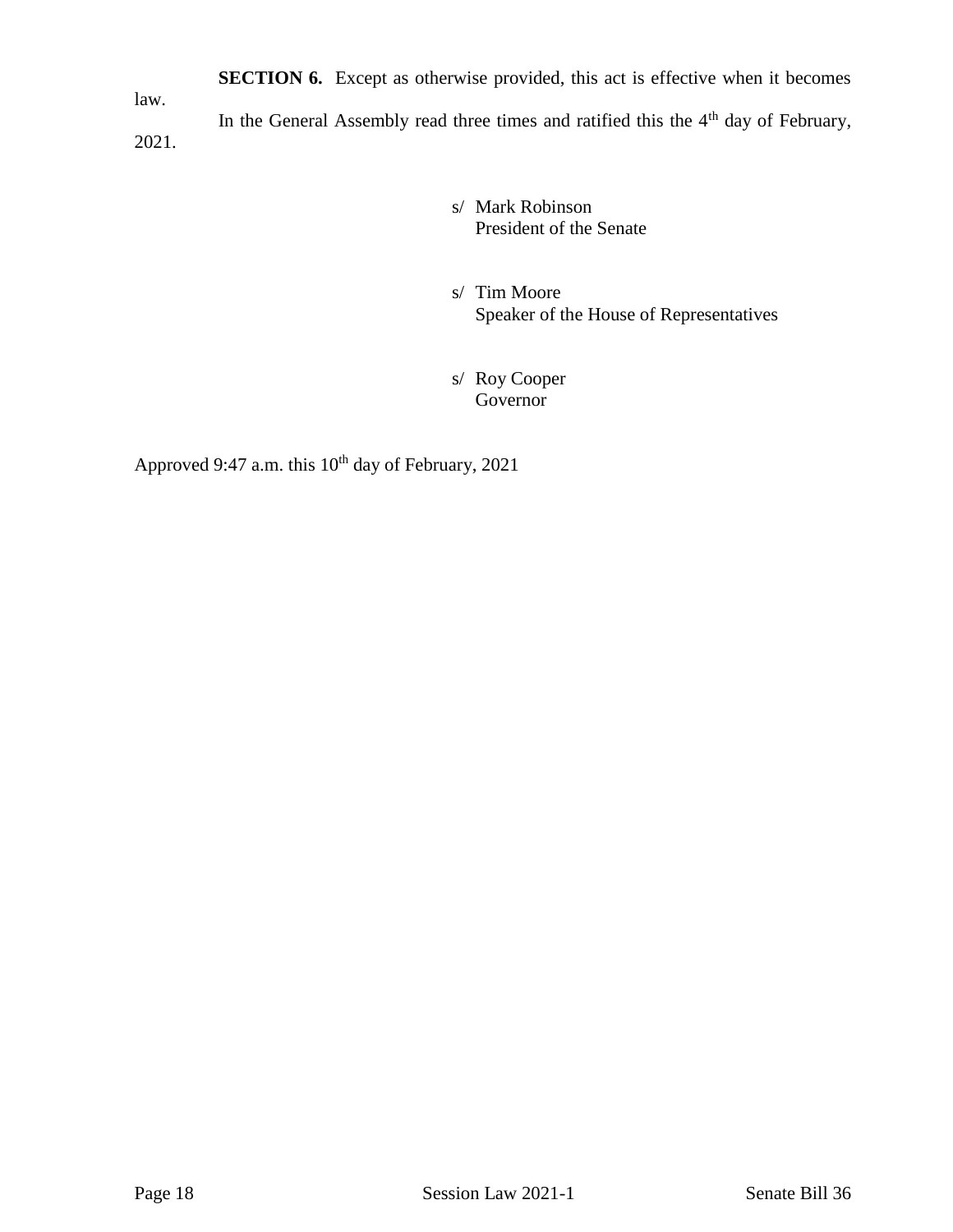**SECTION 6.** Except as otherwise provided, this act is effective when it becomes law.

In the General Assembly read three times and ratified this the 4th day of February, 2021.

s/ Mark Robinson
President of the Senate

s/ Tim Moore
Speaker of the House of Representatives

s/ Roy Cooper
Governor

Approved 9:47 a.m. this 10th day of February, 2021